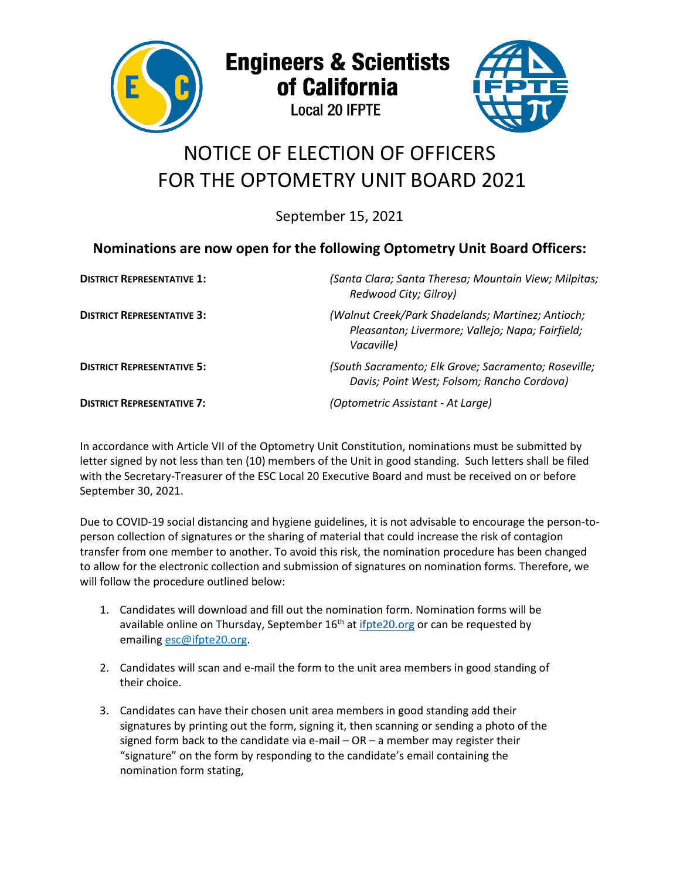**Engineers & Scientists of California**
Local 20 IFPTE

# NOTICE OF ELECTION OF OFFICERS FOR THE OPTOMETRY UNIT BOARD 2021

September 15, 2021

## Nominations are now open for the following Optometry Unit Board Officers:

| | |
|---|---|
| **DISTRICT REPRESENTATIVE 1:** | *(Santa Clara; Santa Theresa; Mountain View; Milpitas; Redwood City; Gilroy)* |
| **DISTRICT REPRESENTATIVE 3:** | *(Walnut Creek/Park Shadelands; Martinez; Antioch; Pleasanton; Livermore; Vallejo; Napa; Fairfield; Vacaville)* |
| **DISTRICT REPRESENTATIVE 5:** | *(South Sacramento; Elk Grove; Sacramento; Roseville; Davis; Point West; Folsom; Rancho Cordova)* |
| **DISTRICT REPRESENTATIVE 7:** | *(Optometric Assistant - At Large)* |

In accordance with Article VII of the Optometry Unit Constitution, nominations must be submitted by letter signed by not less than ten (10) members of the Unit in good standing. Such letters shall be filed with the Secretary-Treasurer of the ESC Local 20 Executive Board and must be received on or before September 30, 2021.

Due to COVID-19 social distancing and hygiene guidelines, it is not advisable to encourage the person-to-person collection of signatures or the sharing of material that could increase the risk of contagion transfer from one member to another. To avoid this risk, the nomination procedure has been changed to allow for the electronic collection and submission of signatures on nomination forms. Therefore, we will follow the procedure outlined below:

1. Candidates will download and fill out the nomination form. Nomination forms will be available online on Thursday, September 16th at ifpte20.org or can be requested by emailing esc@ifpte20.org.

2. Candidates will scan and e-mail the form to the unit area members in good standing of their choice.

3. Candidates can have their chosen unit area members in good standing add their signatures by printing out the form, signing it, then scanning or sending a photo of the signed form back to the candidate via e-mail – OR – a member may register their "signature" on the form by responding to the candidate's email containing the nomination form stating,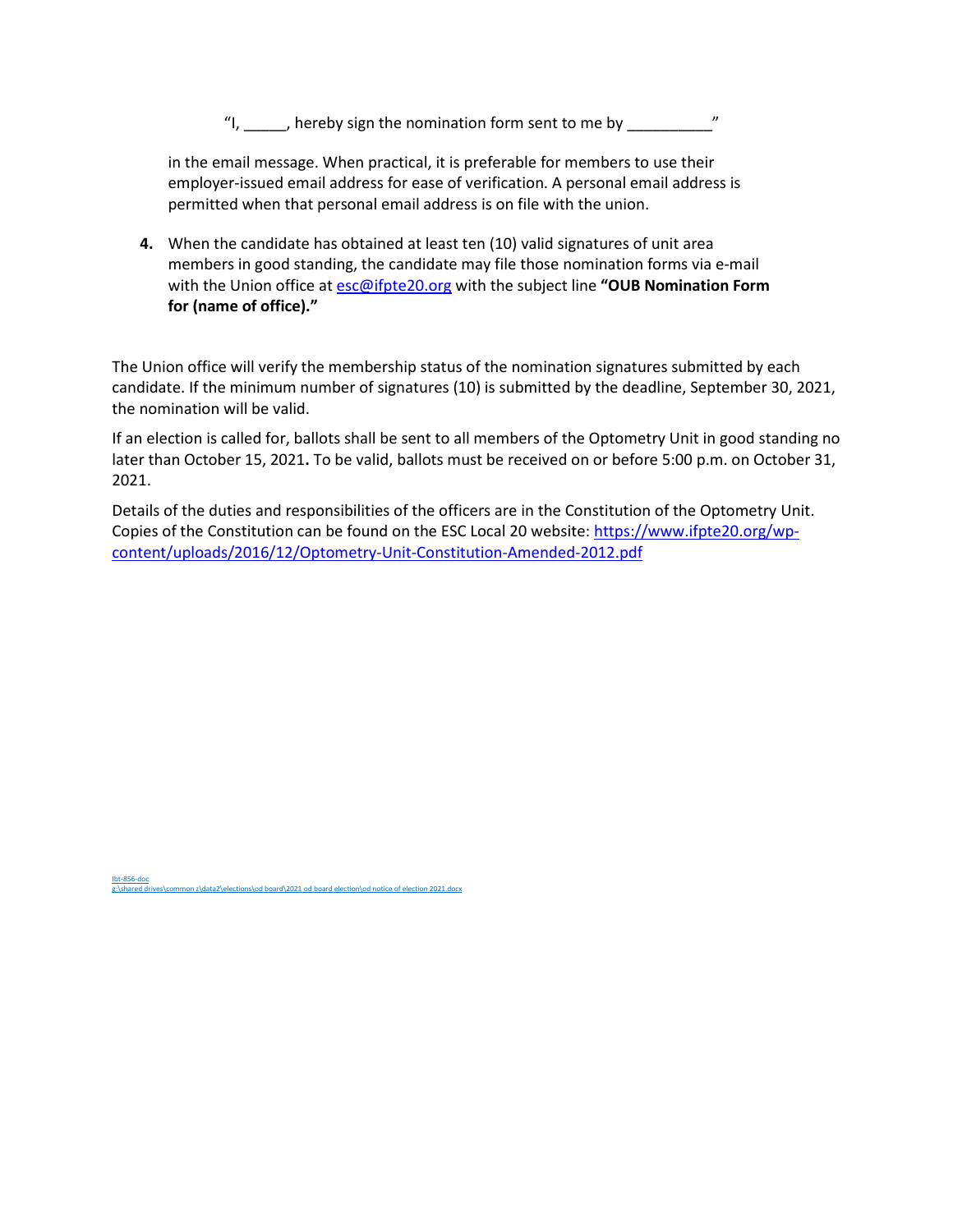"I, _____, hereby sign the nomination form sent to me by __________"

in the email message. When practical, it is preferable for members to use their employer-issued email address for ease of verification. A personal email address is permitted when that personal email address is on file with the union.

4. When the candidate has obtained at least ten (10) valid signatures of unit area members in good standing, the candidate may file those nomination forms via e-mail with the Union office at esc@ifpte20.org with the subject line **"OUB Nomination Form for (name of office)."**

The Union office will verify the membership status of the nomination signatures submitted by each candidate. If the minimum number of signatures (10) is submitted by the deadline, September 30, 2021, the nomination will be valid.

If an election is called for, ballots shall be sent to all members of the Optometry Unit in good standing no later than October 15, 2021**.** To be valid, ballots must be received on or before 5:00 p.m. on October 31, 2021.

Details of the duties and responsibilities of the officers are in the Constitution of the Optometry Unit. Copies of the Constitution can be found on the ESC Local 20 website: https://www.ifpte20.org/wp-content/uploads/2016/12/Optometry-Unit-Constitution-Amended-2012.pdf

lbt-856-doc
g:\shared drives\common z\data2\elections\od board\2021 od board election\od notice of election 2021.docx